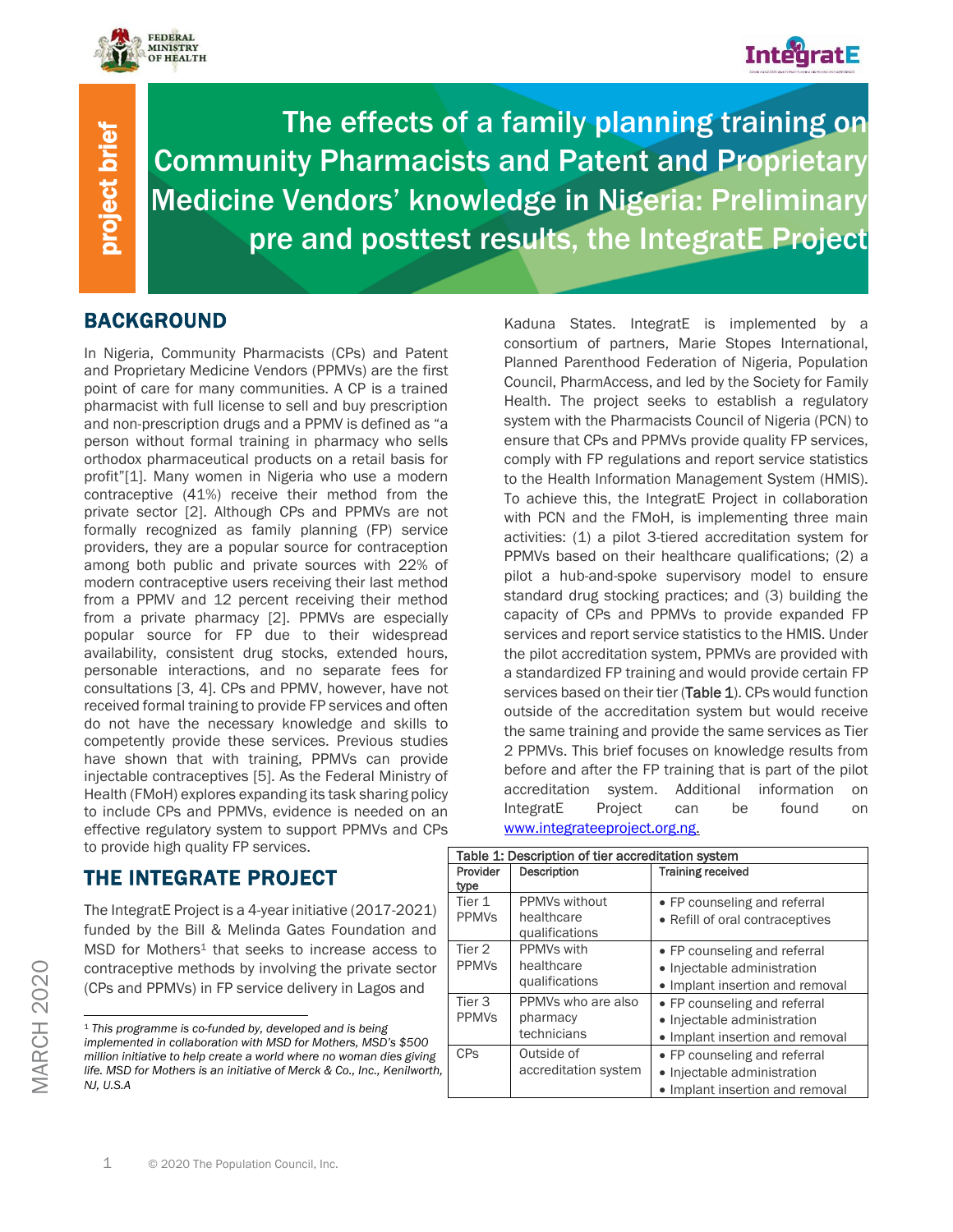# The effects of a family planning training on Community Pharmacists and Patent and Proprietary Medicine Vendors' knowledge in Nigeria: Preliminary pre and posttest results, the IntegratE Project

project brief

MARCH 2020

## BACKGROUND

In Nigeria, Community Pharmacists (CPs) and Patent and Proprietary Medicine Vendors (PPMVs) are the first point of care for many communities. A CP is a trained pharmacist with full license to sell and buy prescription and non-prescription drugs and a PPMV is defined as "a person without formal training in pharmacy who sells orthodox pharmaceutical products on a retail basis for profit"[1]. Many women in Nigeria who use a modern contraceptive (41%) receive their method from the private sector [2]. Although CPs and PPMVs are not formally recognized as family planning (FP) service providers, they are a popular source for contraception among both public and private sources with 22% of modern contraceptive users receiving their last method from a PPMV and 12 percent receiving their method from a private pharmacy [2]. PPMVs are especially popular source for FP due to their widespread availability, consistent drug stocks, extended hours, personable interactions, and no separate fees for consultations [3, 4]. CPs and PPMV, however, have not received formal training to provide FP services and often do not have the necessary knowledge and skills to competently provide these services. Previous studies have shown that with training, PPMVs can provide injectable contraceptives [5]. As the Federal Ministry of Health (FMoH) explores expanding its task sharing policy to include CPs and PPMVs, evidence is needed on an effective regulatory system to support PPMVs and CPs to provide high quality FP services.

## THE INTEGRATE PROJECT

The IntegratE Project is a 4-year initiative (2017-2021) funded by the Bill & Melinda Gates Foundation and MSD for Mothers[1] that seeks to increase access to contraceptive methods by involving the private sector (CPs and PPMVs) in FP service delivery in Lagos and Kaduna States. IntegratE is implemented by a consortium of partners, Marie Stopes International, Planned Parenthood Federation of Nigeria, Population Council, PharmAccess, and led by the Society for Family Health. The project seeks to establish a regulatory system with the Pharmacists Council of Nigeria (PCN) to ensure that CPs and PPMVs provide quality FP services, comply with FP regulations and report service statistics to the Health Information Management System (HMIS). To achieve this, the IntegratE Project in collaboration with PCN and the FMoH, is implementing three main activities: (1) a pilot 3-tiered accreditation system for PPMVs based on their healthcare qualifications; (2) a pilot a hub-and-spoke supervisory model to ensure standard drug stocking practices; and (3) building the capacity of CPs and PPMVs to provide expanded FP services and report service statistics to the HMIS. Under the pilot accreditation system, PPMVs are provided with a standardized FP training and would provide certain FP services based on their tier (**Table 1**). CPs would function outside of the accreditation system but would receive the same training and provide the same services as Tier 2 PPMVs. This brief focuses on knowledge results from before and after the FP training that is part of the pilot accreditation system. Additional information on IntegratE Project can be found on [www.integrateeproject.org.ng.](http://www.integrateeproject.org.ng)

Table 1: Description of tier accreditation system

| Provider type | Description | Training received |
|---|---|---|
| Tier 1 PPMVs | PPMVs without healthcare qualifications | • FP counseling and referral<br>• Refill of oral contraceptives |
| Tier 2 PPMVs | PPMVs with healthcare qualifications | • FP counseling and referral<br>• Injectable administration<br>• Implant insertion and removal |
| Tier 3 PPMVs | PPMVs who are also pharmacy technicians | • FP counseling and referral<br>• Injectable administration<br>• Implant insertion and removal |
| CPs | Outside of accreditation system | • FP counseling and referral<br>• Injectable administration<br>• Implant insertion and removal |

---

[1] *This programme is co-funded by, developed and is being implemented in collaboration with MSD for Mothers, MSD's $500 million initiative to help create a world where no woman dies giving life. MSD for Mothers is an initiative of Merck & Co., Inc., Kenilworth, NJ, U.S.A*

© 2020 The Population Council, Inc.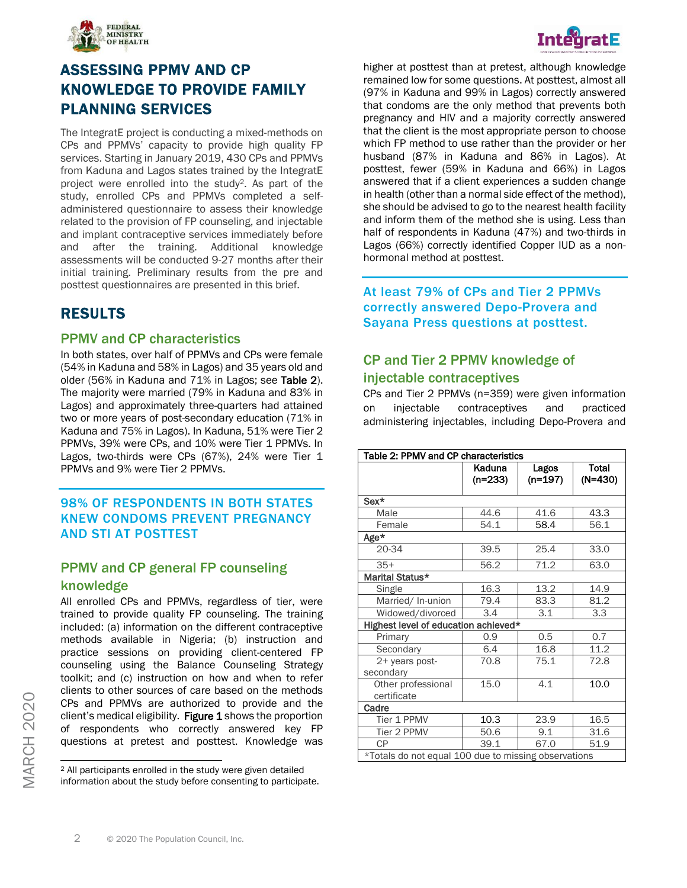# ASSESSING PPMV AND CP KNOWLEDGE TO PROVIDE FAMILY PLANNING SERVICES

The IntegratE project is conducting a mixed-methods on CPs and PPMVs' capacity to provide high quality FP services. Starting in January 2019, 430 CPs and PPMVs from Kaduna and Lagos states trained by the IntegratE project were enrolled into the study[2]. As part of the study, enrolled CPs and PPMVs completed a self-administered questionnaire to assess their knowledge related to the provision of FP counseling, and injectable and implant contraceptive services immediately before and after the training. Additional knowledge assessments will be conducted 9-27 months after their initial training. Preliminary results from the pre and posttest questionnaires are presented in this brief.

## RESULTS

### PPMV and CP characteristics

In both states, over half of PPMVs and CPs were female (54% in Kaduna and 58% in Lagos) and 35 years old and older (56% in Kaduna and 71% in Lagos; see **Table 2**). The majority were married (79% in Kaduna and 83% in Lagos) and approximately three-quarters had attained two or more years of post-secondary education (71% in Kaduna and 75% in Lagos). In Kaduna, 51% were Tier 2 PPMVs, 39% were CPs, and 10% were Tier 1 PPMVs. In Lagos, two-thirds were CPs (67%), 24% were Tier 1 PPMVs and 9% were Tier 2 PPMVs.

**98% OF RESPONDENTS IN BOTH STATES KNEW CONDOMS PREVENT PREGNANCY AND STI AT POSTTEST**

### PPMV and CP general FP counseling knowledge

All enrolled CPs and PPMVs, regardless of tier, were trained to provide quality FP counseling. The training included: (a) information on the different contraceptive methods available in Nigeria; (b) instruction and practice sessions on providing client-centered FP counseling using the Balance Counseling Strategy toolkit; and (c) instruction on how and when to refer clients to other sources of care based on the methods CPs and PPMVs are authorized to provide and the client's medical eligibility. **Figure 1** shows the proportion of respondents who correctly answered key FP questions at pretest and posttest. Knowledge was higher at posttest than at pretest, although knowledge remained low for some questions. At posttest, almost all (97% in Kaduna and 99% in Lagos) correctly answered that condoms are the only method that prevents both pregnancy and HIV and a majority correctly answered that the client is the most appropriate person to choose which FP method to use rather than the provider or her husband (87% in Kaduna and 86% in Lagos). At posttest, fewer (59% in Kaduna and 66%) in Lagos answered that if a client experiences a sudden change in health (other than a normal side effect of the method), she should be advised to go to the nearest health facility and inform them of the method she is using. Less than half of respondents in Kaduna (47%) and two-thirds in Lagos (66%) correctly identified Copper IUD as a non-hormonal method at posttest.

[2] All participants enrolled in the study were given detailed information about the study before consenting to participate.

**At least 79% of CPs and Tier 2 PPMVs correctly answered Depo-Provera and Sayana Press questions at posttest.**

### CP and Tier 2 PPMV knowledge of injectable contraceptives

CPs and Tier 2 PPMVs (n=359) were given information on injectable contraceptives and practiced administering injectables, including Depo-Provera and

**Table 2: PPMV and CP characteristics**

| | Kaduna (n=233) | Lagos (n=197) | Total (N=430) |
|---|---|---|---|
| **Sex*** | | | |
| Male | 44.6 | 41.6 | 43.3 |
| Female | 54.1 | 58.4 | 56.1 |
| **Age*** | | | |
| 20-34 | 39.5 | 25.4 | 33.0 |
| 35+ | 56.2 | 71.2 | 63.0 |
| **Marital Status*** | | | |
| Single | 16.3 | 13.2 | 14.9 |
| Married/ In-union | 79.4 | 83.3 | 81.2 |
| Widowed/divorced | 3.4 | 3.1 | 3.3 |
| **Highest level of education achieved*** | | | |
| Primary | 0.9 | 0.5 | 0.7 |
| Secondary | 6.4 | 16.8 | 11.2 |
| 2+ years post-secondary | 70.8 | 75.1 | 72.8 |
| Other professional certificate | 15.0 | 4.1 | 10.0 |
| **Cadre** | | | |
| Tier 1 PPMV | 10.3 | 23.9 | 16.5 |
| Tier 2 PPMV | 50.6 | 9.1 | 31.6 |
| CP | 39.1 | 67.0 | 51.9 |

*Totals do not equal 100 due to missing observations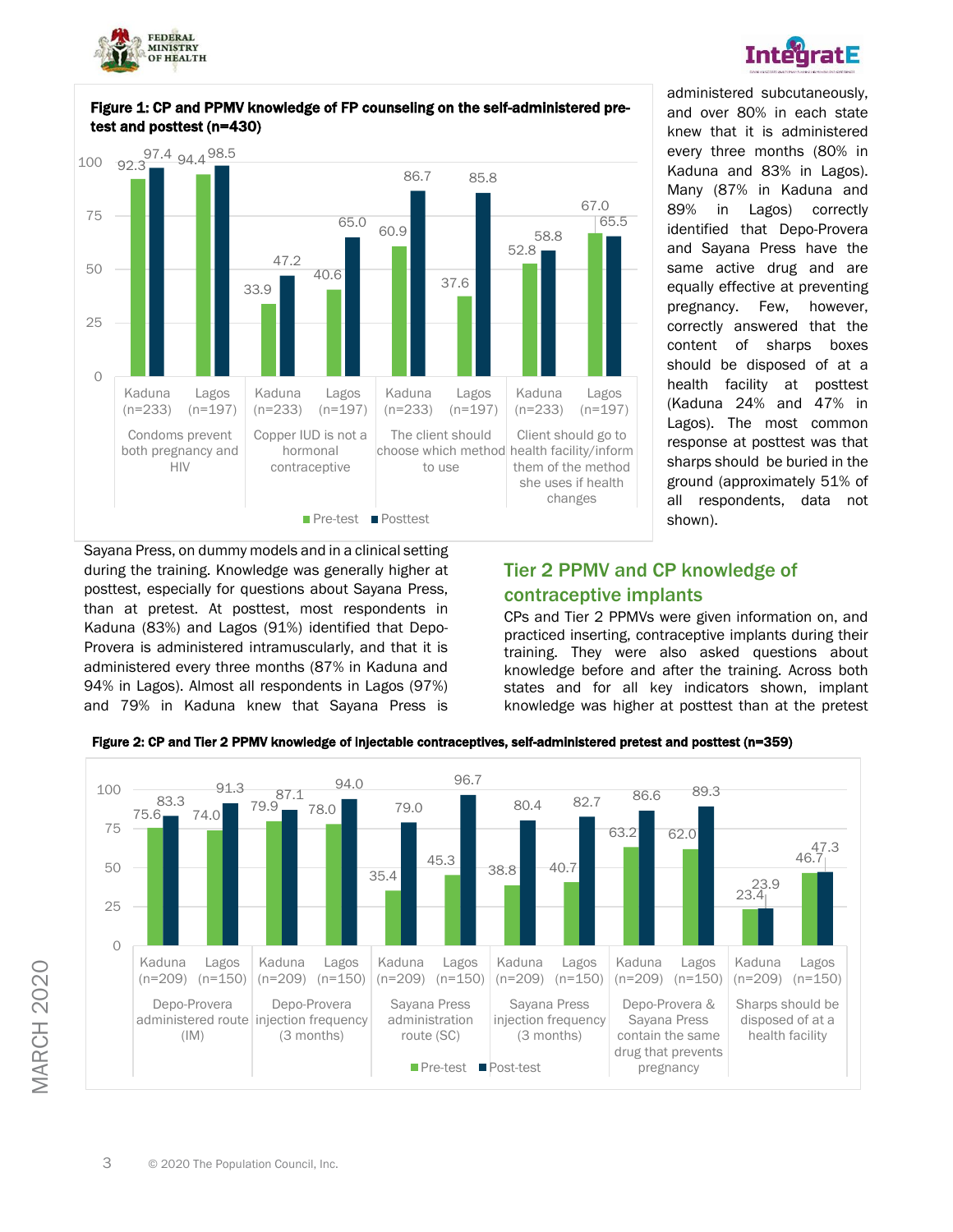**Figure 1: CP and PPMV knowledge of FP counseling on the self-administered pre-test and posttest (n=430)**

| Question | State | Pre-test | Posttest |
|---|---|---|---|
| Condoms prevent both pregnancy and HIV | Kaduna (n=233) | 92.3 | 97.4 |
| | Lagos (n=197) | 94.4 | 98.5 |
| Copper IUD is not a hormonal contraceptive | Kaduna (n=233) | 33.9 | 47.2 |
| | Lagos (n=197) | 40.6 | 65.0 |
| The client should choose which method to use | Kaduna (n=233) | 60.9 | 86.7 |
| | Lagos (n=197) | 37.6 | 85.8 |
| Client should go to health facility/inform them of the method she uses if health changes | Kaduna (n=233) | 52.8 | 58.8 |
| | Lagos (n=197) | 67.0 | 65.5 |

Sayana Press, on dummy models and in a clinical setting during the training. Knowledge was generally higher at posttest, especially for questions about Sayana Press, than at pretest. At posttest, most respondents in Kaduna (83%) and Lagos (91%) identified that Depo-Provera is administered intramuscularly, and that it is administered every three months (87% in Kaduna and 94% in Lagos). Almost all respondents in Lagos (97%) and 79% in Kaduna knew that Sayana Press is administered subcutaneously, and over 80% in each state knew that it is administered every three months (80% in Kaduna and 83% in Lagos). Many (87% in Kaduna and 89% in Lagos) correctly identified that Depo-Provera and Sayana Press have the same active drug and are equally effective at preventing pregnancy. Few, however, correctly answered that the content of sharps boxes should be disposed of at a health facility at posttest (Kaduna 24% and 47% in Lagos). The most common response at posttest was that sharps should be buried in the ground (approximately 51% of all respondents, data not shown).

## Tier 2 PPMV and CP knowledge of contraceptive implants

CPs and Tier 2 PPMVs were given information on, and practiced inserting, contraceptive implants during their training. They were also asked questions about knowledge before and after the training. Across both states and for all key indicators shown, implant knowledge was higher at posttest than at the pretest

**Figure 2: CP and Tier 2 PPMV knowledge of injectable contraceptives, self-administered pretest and posttest (n=359)**

| Question | State | Pre-test | Post-test |
|---|---|---|---|
| Depo-Provera administered route (IM) | Kaduna (n=209) | 75.6 | 83.3 |
| | Lagos (n=150) | 74.0 | 91.3 |
| Depo-Provera injection frequency (3 months) | Kaduna (n=209) | 79.9 | 87.1 |
| | Lagos (n=150) | 78.0 | 94.0 |
| Sayana Press administration route (SC) | Kaduna (n=209) | 35.4 | 79.0 |
| | Lagos (n=150) | 45.3 | 96.7 |
| Sayana Press injection frequency (3 months) | Kaduna (n=209) | 38.8 | 80.4 |
| | Lagos (n=150) | 40.7 | 82.7 |
| Depo-Provera & Sayana Press contain the same drug that prevents pregnancy | Kaduna (n=209) | 63.2 | 86.6 |
| | Lagos (n=150) | 62.0 | 89.3 |
| Sharps should be disposed of at a health facility | Kaduna (n=209) | 23.4 | 23.9 |
| | Lagos (n=150) | 46.7 | 47.3 |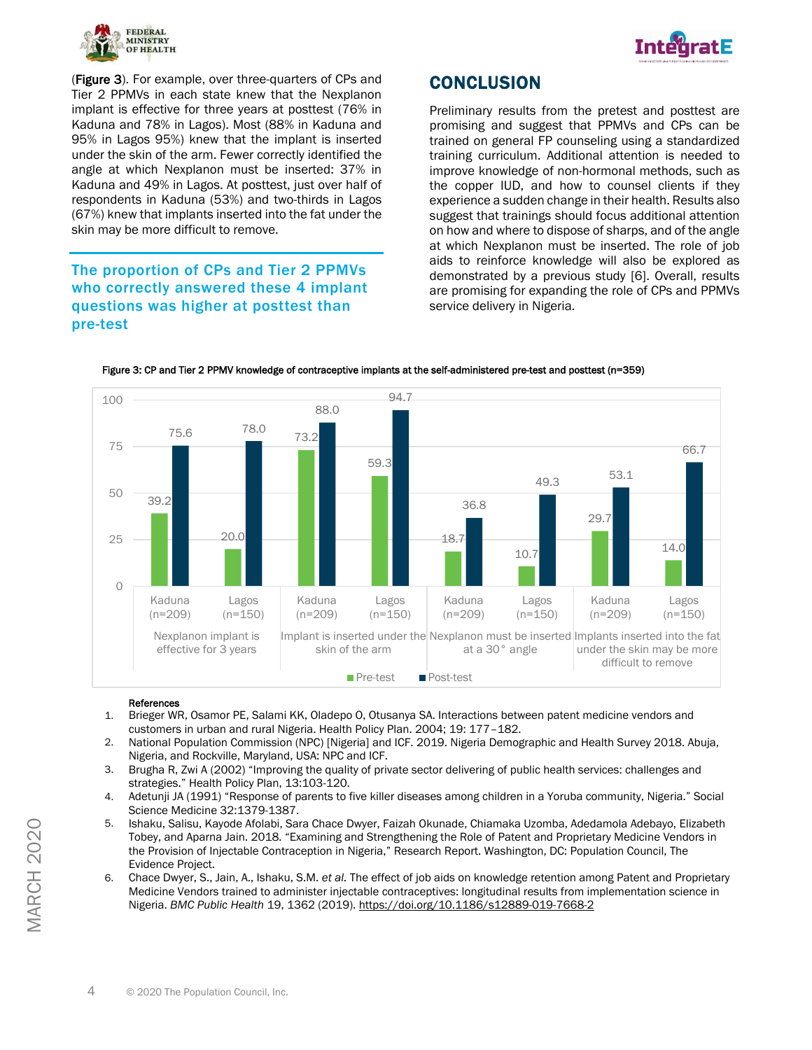(**Figure 3**). For example, over three-quarters of CPs and Tier 2 PPMVs in each state knew that the Nexplanon implant is effective for three years at posttest (76% in Kaduna and 78% in Lagos). Most (88% in Kaduna and 95% in Lagos 95%) knew that the implant is inserted under the skin of the arm. Fewer correctly identified the angle at which Nexplanon must be inserted: 37% in Kaduna and 49% in Lagos. At posttest, just over half of respondents in Kaduna (53%) and two-thirds in Lagos (67%) knew that implants inserted into the fat under the skin may be more difficult to remove.

**The proportion of CPs and Tier 2 PPMVs who correctly answered these 4 implant questions was higher at posttest than pre-test**

## CONCLUSION

Preliminary results from the pretest and posttest are promising and suggest that PPMVs and CPs can be trained on general FP counseling using a standardized training curriculum. Additional attention is needed to improve knowledge of non-hormonal methods, such as the copper IUD, and how to counsel clients if they experience a sudden change in their health. Results also suggest that trainings should focus additional attention on how and where to dispose of sharps, and of the angle at which Nexplanon must be inserted. The role of job aids to reinforce knowledge will also be explored as demonstrated by a previous study [6]. Overall, results are promising for expanding the role of CPs and PPMVs service delivery in Nigeria.

**Figure 3: CP and Tier 2 PPMV knowledge of contraceptive implants at the self-administered pre-test and posttest (n=359)**

100
75
50
25
0

Nexplanon implant is effective for 3 years: Kaduna (n=209) 39.2, 75.6; Lagos (n=150) 20.0, 78.0

Implant is inserted under the skin of the arm: Kaduna (n=209) 73.2, 88.0; Lagos (n=150) 59.3, 94.7

Nexplanon must be inserted at a 30° angle: Kaduna (n=209) 18.7, 36.8; Lagos (n=150) 10.7, 49.3

Implants inserted into the fat under the skin may be more difficult to remove: Kaduna (n=209) 29.7, 53.1; Lagos (n=150) 14.0, 66.7

Pre-test
Post-test

**References**

1. Brieger WR, Osamor PE, Salami KK, Oladepo O, Otusanya SA. Interactions between patent medicine vendors and customers in urban and rural Nigeria. Health Policy Plan. 2004; 19: 177–182.
2. National Population Commission (NPC) [Nigeria] and ICF. 2019. Nigeria Demographic and Health Survey 2018. Abuja, Nigeria, and Rockville, Maryland, USA: NPC and ICF.
3. Brugha R, Zwi A (2002) "Improving the quality of private sector delivering of public health services: challenges and strategies." Health Policy Plan, 13:103-120.
4. Adetunji JA (1991) "Response of parents to five killer diseases among children in a Yoruba community, Nigeria." Social Science Medicine 32:1379-1387.
5. Ishaku, Salisu, Kayode Afolabi, Sara Chace Dwyer, Faizah Okunade, Chiamaka Uzomba, Adedamola Adebayo, Elizabeth Tobey, and Aparna Jain. 2018. "Examining and Strengthening the Role of Patent and Proprietary Medicine Vendors in the Provision of Injectable Contraception in Nigeria," Research Report. Washington, DC: Population Council, The Evidence Project.
6. Chace Dwyer, S., Jain, A., Ishaku, S.M. *et al.* The effect of job aids on knowledge retention among Patent and Proprietary Medicine Vendors trained to administer injectable contraceptives: longitudinal results from implementation science in Nigeria. *BMC Public Health* 19, 1362 (2019). https://doi.org/10.1186/s12889-019-7668-2

© 2020 The Population Council, Inc.